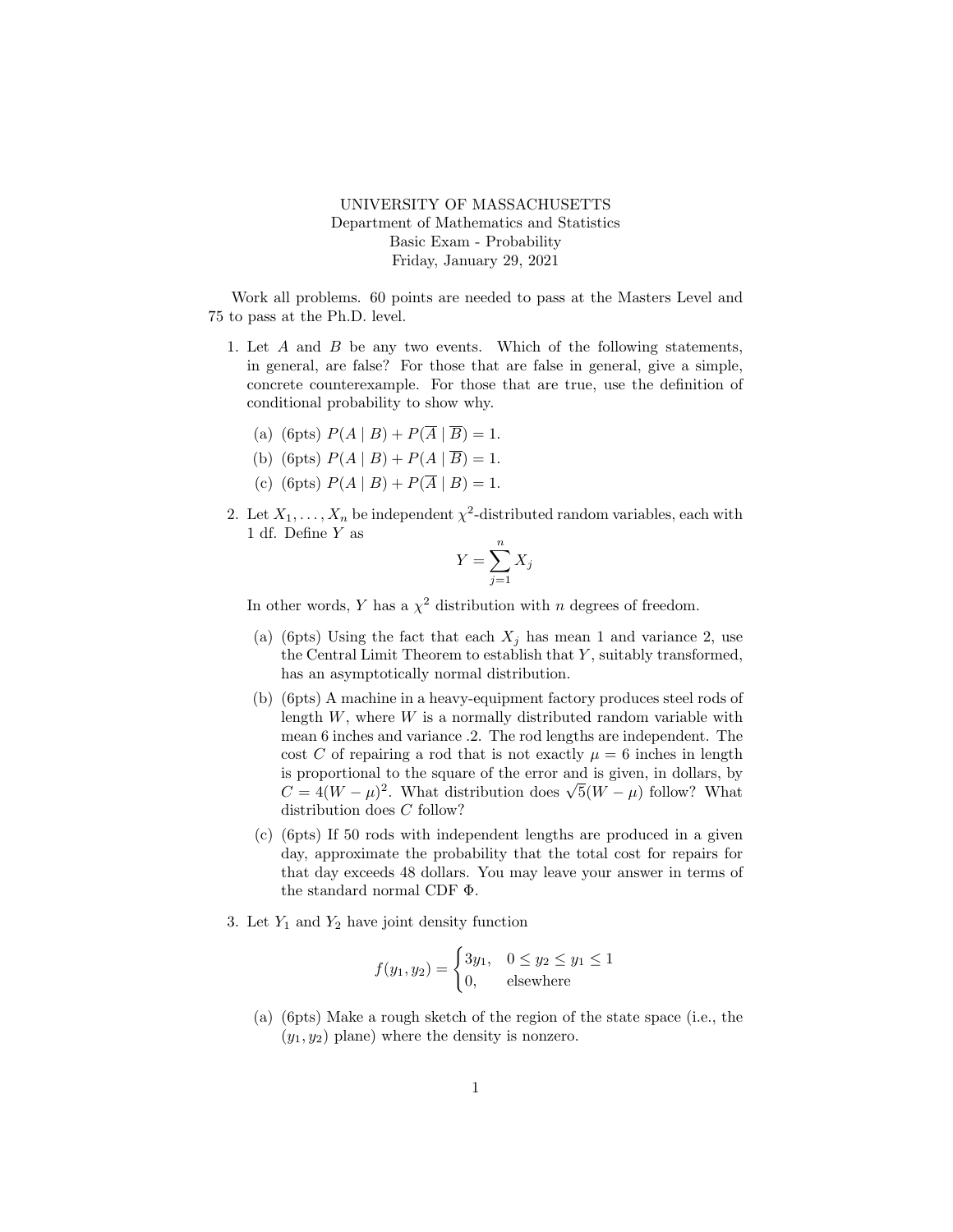UNIVERSITY OF MASSACHUSETTS
Department of Mathematics and Statistics
Basic Exam - Probability
Friday, January 29, 2021

Work all problems. 60 points are needed to pass at the Masters Level and 75 to pass at the Ph.D. level.

1. Let $A$ and $B$ be any two events. Which of the following statements, in general, are false? For those that are false in general, give a simple, concrete counterexample. For those that are true, use the definition of conditional probability to show why.

   (a) (6pts) $P(A \mid B) + P(\overline{A} \mid \overline{B}) = 1$.

   (b) (6pts) $P(A \mid B) + P(A \mid \overline{B}) = 1$.

   (c) (6pts) $P(A \mid B) + P(\overline{A} \mid B) = 1$.

2. Let $X_1, \ldots, X_n$ be independent $\chi^2$-distributed random variables, each with 1 df. Define $Y$ as

$$Y = \sum_{j=1}^{n} X_j$$

   In other words, $Y$ has a $\chi^2$ distribution with $n$ degrees of freedom.

   (a) (6pts) Using the fact that each $X_j$ has mean 1 and variance 2, use the Central Limit Theorem to establish that $Y$, suitably transformed, has an asymptotically normal distribution.

   (b) (6pts) A machine in a heavy-equipment factory produces steel rods of length $W$, where $W$ is a normally distributed random variable with mean 6 inches and variance .2. The rod lengths are independent. The cost $C$ of repairing a rod that is not exactly $\mu = 6$ inches in length is proportional to the square of the error and is given, in dollars, by $C = 4(W - \mu)^2$. What distribution does $\sqrt{5}(W - \mu)$ follow? What distribution does $C$ follow?

   (c) (6pts) If 50 rods with independent lengths are produced in a given day, approximate the probability that the total cost for repairs for that day exceeds 48 dollars. You may leave your answer in terms of the standard normal CDF $\Phi$.

3. Let $Y_1$ and $Y_2$ have joint density function

$$f(y_1, y_2) = \begin{cases} 3y_1, & 0 \leq y_2 \leq y_1 \leq 1 \\ 0, & \text{elsewhere} \end{cases}$$

   (a) (6pts) Make a rough sketch of the region of the state space (i.e., the $(y_1, y_2)$ plane) where the density is nonzero.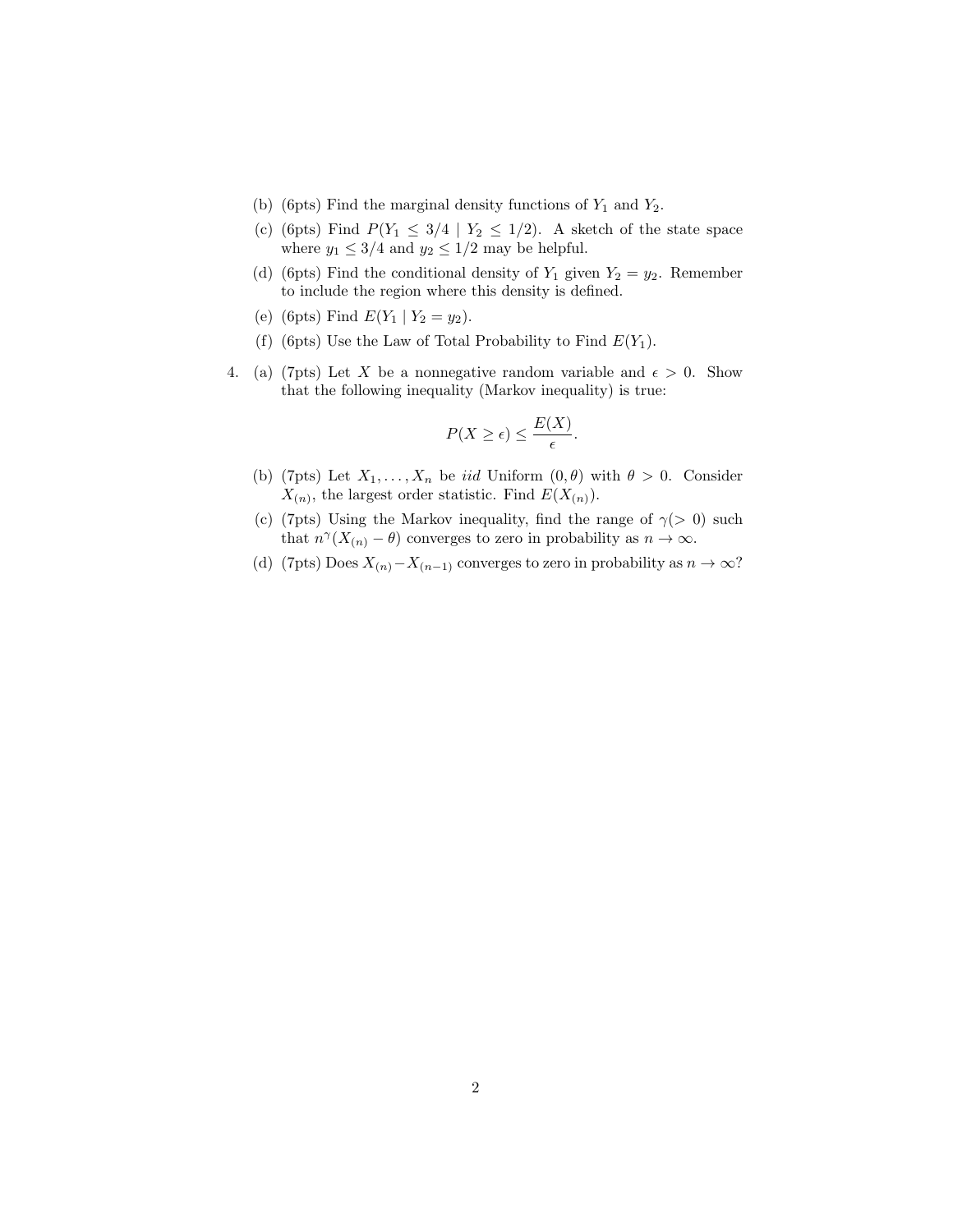(b) (6pts) Find the marginal density functions of $Y_1$ and $Y_2$.

(c) (6pts) Find $P(Y_1 \leq 3/4 \mid Y_2 \leq 1/2)$. A sketch of the state space where $y_1 \leq 3/4$ and $y_2 \leq 1/2$ may be helpful.

(d) (6pts) Find the conditional density of $Y_1$ given $Y_2 = y_2$. Remember to include the region where this density is defined.

(e) (6pts) Find $E(Y_1 \mid Y_2 = y_2)$.

(f) (6pts) Use the Law of Total Probability to Find $E(Y_1)$.

4. (a) (7pts) Let $X$ be a nonnegative random variable and $\epsilon > 0$. Show that the following inequality (Markov inequality) is true:

$$P(X \geq \epsilon) \leq \frac{E(X)}{\epsilon}.$$

(b) (7pts) Let $X_1, \ldots, X_n$ be *iid* Uniform $(0, \theta)$ with $\theta > 0$. Consider $X_{(n)}$, the largest order statistic. Find $E(X_{(n)})$.

(c) (7pts) Using the Markov inequality, find the range of $\gamma (> 0)$ such that $n^{\gamma}(X_{(n)} - \theta)$ converges to zero in probability as $n \to \infty$.

(d) (7pts) Does $X_{(n)} - X_{(n-1)}$ converges to zero in probability as $n \to \infty$?